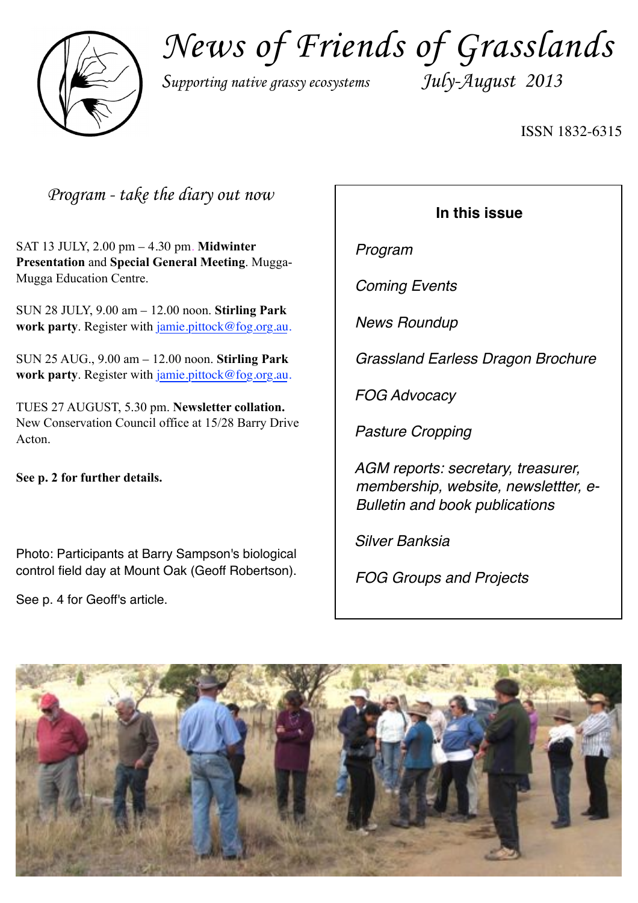# News of Friends of Grasslands

*Supporting native grassy ecosystems* *July-August 2013*

ISSN 1832-6315

## *Program - take the diary out now*

SAT 13 JULY, 2.00 pm – 4.30 pm. **Midwinter Presentation** and **Special General Meeting**. Mugga-Mugga Education Centre.

SUN 28 JULY, 9.00 am – 12.00 noon. **Stirling Park work party**. Register with jamie.pittock@fog.org.au.

SUN 25 AUG., 9.00 am – 12.00 noon. **Stirling Park work party**. Register with jamie.pittock@fog.org.au.

TUES 27 AUGUST, 5.30 pm. **Newsletter collation.** New Conservation Council office at 15/28 Barry Drive Acton.

**See p. 2 for further details.**

Photo: Participants at Barry Sampson's biological control field day at Mount Oak (Geoff Robertson).

See p. 4 for Geoff's article.

**In this issue**

- *Program*
- *Coming Events*
- *News Roundup*
- *Grassland Earless Dragon Brochure*
- *FOG Advocacy*
- *Pasture Cropping*
- *AGM reports: secretary, treasurer, membership, website, newslettter, e-Bulletin and book publications*
- *Silver Banksia*
- *FOG Groups and Projects*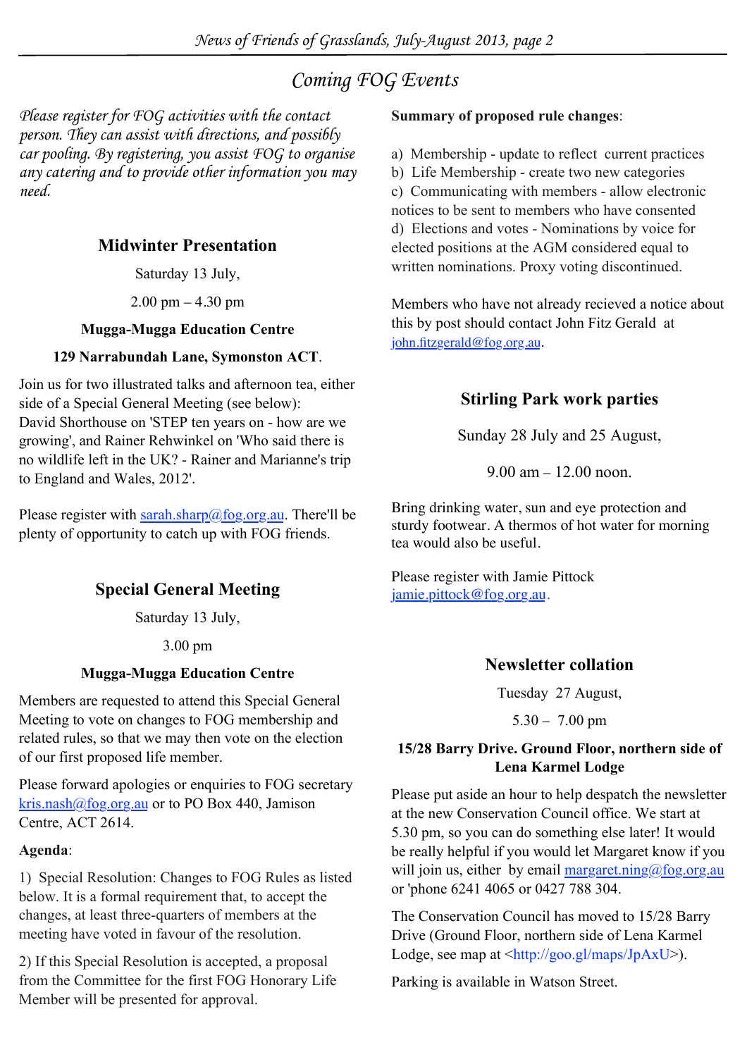# Coming FOG Events

*Please register for FOG activities with the contact person. They can assist with directions, and possibly car pooling. By registering, you assist FOG to organise any catering and to provide other information you may need.*

## Midwinter Presentation

Saturday 13 July,

2.00 pm – 4.30 pm

**Mugga-Mugga Education Centre**

**129 Narrabundah Lane, Symonston ACT**.

Join us for two illustrated talks and afternoon tea, either side of a Special General Meeting (see below): David Shorthouse on 'STEP ten years on - how are we growing', and Rainer Rehwinkel on 'Who said there is no wildlife left in the UK? - Rainer and Marianne's trip to England and Wales, 2012'.

Please register with sarah.sharp@fog.org.au. There'll be plenty of opportunity to catch up with FOG friends.

## Special General Meeting

Saturday 13 July,

3.00 pm

**Mugga-Mugga Education Centre**

Members are requested to attend this Special General Meeting to vote on changes to FOG membership and related rules, so that we may then vote on the election of our first proposed life member.

Please forward apologies or enquiries to FOG secretary kris.nash@fog.org.au or to PO Box 440, Jamison Centre, ACT 2614.

**Agenda**:

1) Special Resolution: Changes to FOG Rules as listed below. It is a formal requirement that, to accept the changes, at least three-quarters of members at the meeting have voted in favour of the resolution.

2) If this Special Resolution is accepted, a proposal from the Committee for the first FOG Honorary Life Member will be presented for approval.

**Summary of proposed rule changes**:

a) Membership - update to reflect current practices
b) Life Membership - create two new categories
c) Communicating with members - allow electronic notices to be sent to members who have consented
d) Elections and votes - Nominations by voice for elected positions at the AGM considered equal to written nominations. Proxy voting discontinued.

Members who have not already recieved a notice about this by post should contact John Fitz Gerald at john.fitzgerald@fog.org.au.

## Stirling Park work parties

Sunday 28 July and 25 August,

9.00 am – 12.00 noon.

Bring drinking water, sun and eye protection and sturdy footwear. A thermos of hot water for morning tea would also be useful.

Please register with Jamie Pittock jamie.pittock@fog.org.au.

## Newsletter collation

Tuesday 27 August,

5.30 – 7.00 pm

**15/28 Barry Drive. Ground Floor, northern side of Lena Karmel Lodge**

Please put aside an hour to help despatch the newsletter at the new Conservation Council office. We start at 5.30 pm, so you can do something else later! It would be really helpful if you would let Margaret know if you will join us, either by email margaret.ning@fog.org.au or 'phone 6241 4065 or 0427 788 304.

The Conservation Council has moved to 15/28 Barry Drive (Ground Floor, northern side of Lena Karmel Lodge, see map at <http://goo.gl/maps/JpAxU>).

Parking is available in Watson Street.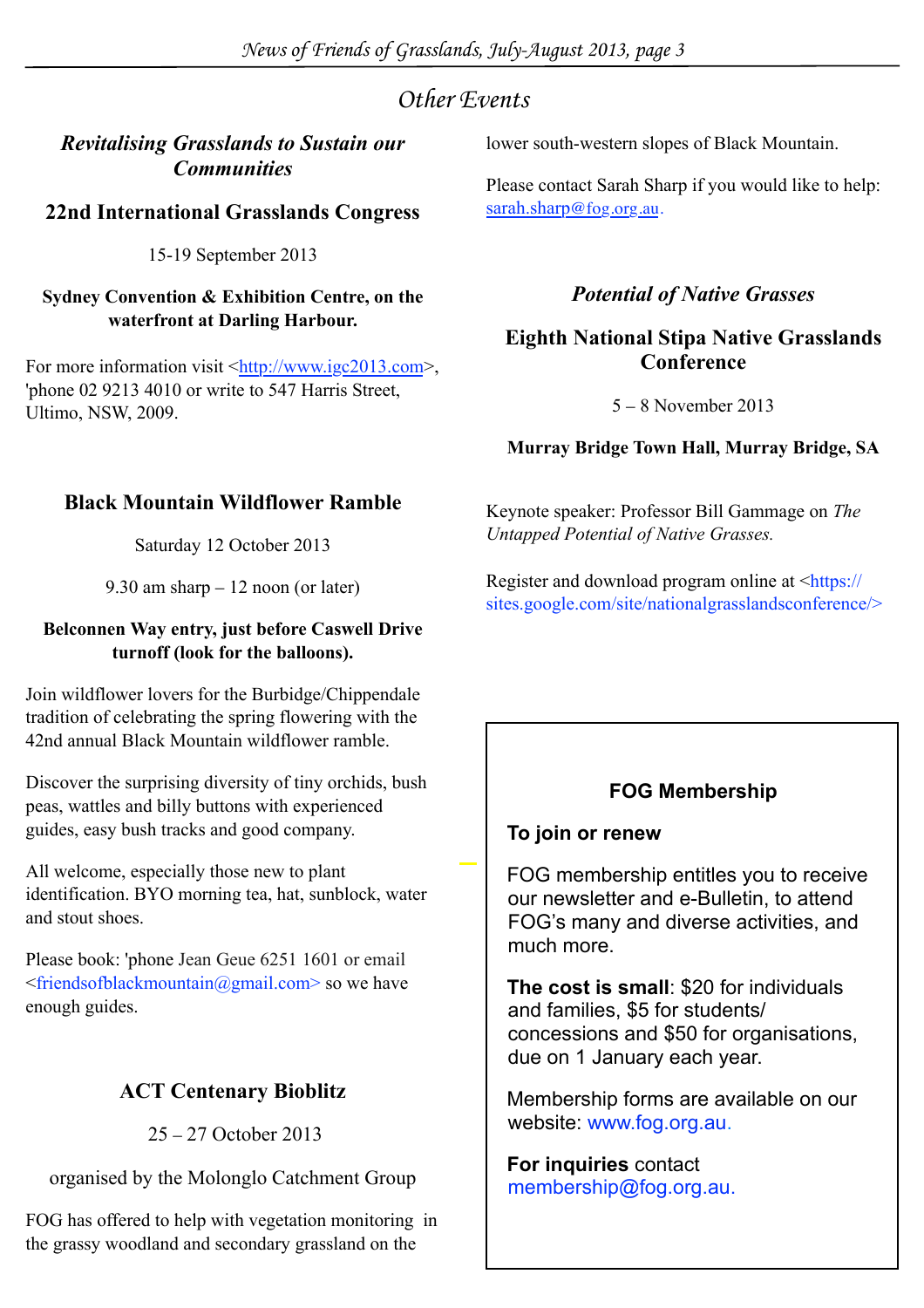## *Other Events*

### *Revitalising Grasslands to Sustain our Communities*

### 22nd International Grasslands Congress

15-19 September 2013

**Sydney Convention & Exhibition Centre, on the waterfront at Darling Harbour.**

For more information visit <http://www.igc2013.com>, 'phone 02 9213 4010 or write to 547 Harris Street, Ultimo, NSW, 2009.

### Black Mountain Wildflower Ramble

Saturday 12 October 2013

9.30 am sharp – 12 noon (or later)

**Belconnen Way entry, just before Caswell Drive turnoff (look for the balloons).**

Join wildflower lovers for the Burbidge/Chippendale tradition of celebrating the spring flowering with the 42nd annual Black Mountain wildflower ramble.

Discover the surprising diversity of tiny orchids, bush peas, wattles and billy buttons with experienced guides, easy bush tracks and good company.

All welcome, especially those new to plant identification. BYO morning tea, hat, sunblock, water and stout shoes.

Please book: 'phone Jean Geue 6251 1601 or email <friendsofblackmountain@gmail.com> so we have enough guides.

### ACT Centenary Bioblitz

25 – 27 October 2013

organised by the Molonglo Catchment Group

FOG has offered to help with vegetation monitoring in the grassy woodland and secondary grassland on the lower south-western slopes of Black Mountain.

Please contact Sarah Sharp if you would like to help: sarah.sharp@fog.org.au.

### *Potential of Native Grasses*

### Eighth National Stipa Native Grasslands Conference

5 – 8 November 2013

**Murray Bridge Town Hall, Murray Bridge, SA**

Keynote speaker: Professor Bill Gammage on *The Untapped Potential of Native Grasses.*

Register and download program online at <https://sites.google.com/site/nationalgrasslandsconference/>

**FOG Membership**

**To join or renew**

FOG membership entitles you to receive our newsletter and e-Bulletin, to attend FOG's many and diverse activities, and much more.

**The cost is small**: $20 for individuals and families, $5 for students/ concessions and $50 for organisations, due on 1 January each year.

Membership forms are available on our website: www.fog.org.au.

**For inquiries** contact membership@fog.org.au.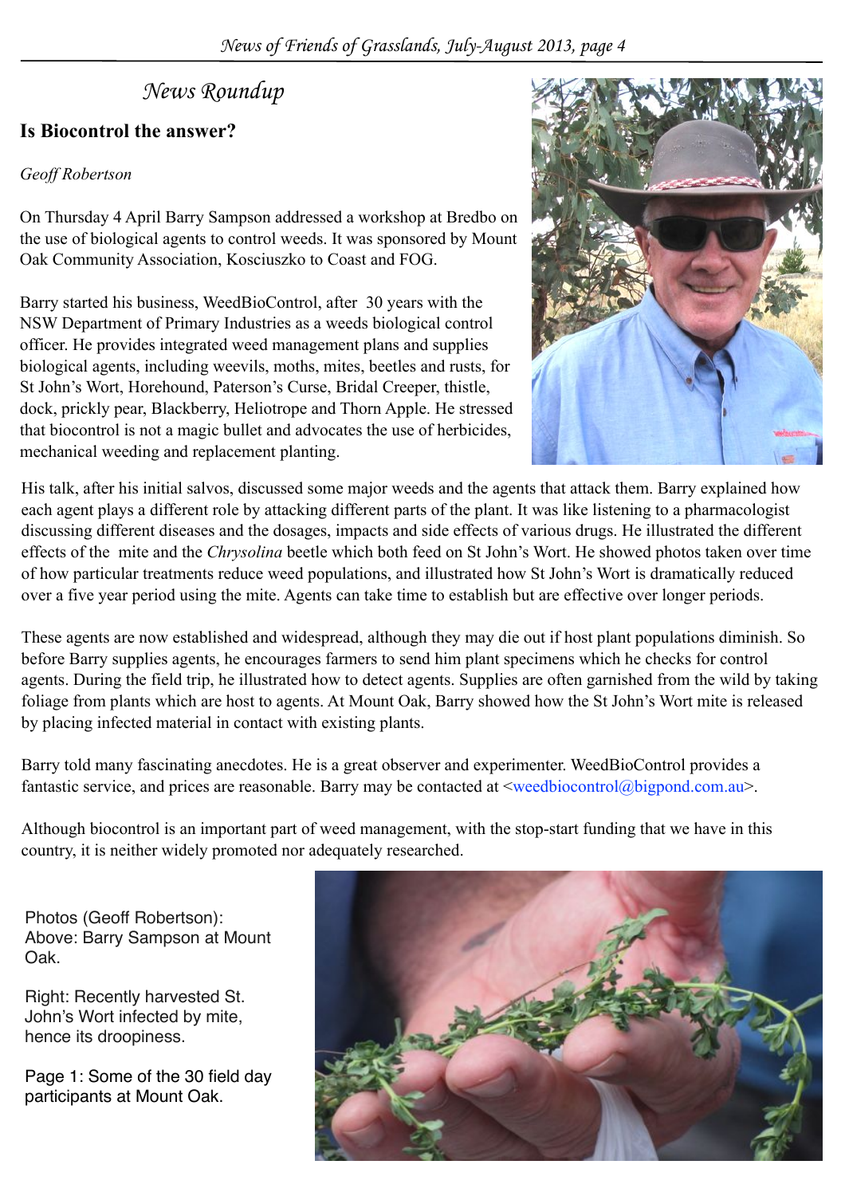# News Roundup

## Is Biocontrol the answer?

*Geoff Robertson*

On Thursday 4 April Barry Sampson addressed a workshop at Bredbo on the use of biological agents to control weeds. It was sponsored by Mount Oak Community Association, Kosciuszko to Coast and FOG.

Barry started his business, WeedBioControl, after 30 years with the NSW Department of Primary Industries as a weeds biological control officer. He provides integrated weed management plans and supplies biological agents, including weevils, moths, mites, beetles and rusts, for St John's Wort, Horehound, Paterson's Curse, Bridal Creeper, thistle, dock, prickly pear, Blackberry, Heliotrope and Thorn Apple. He stressed that biocontrol is not a magic bullet and advocates the use of herbicides, mechanical weeding and replacement planting.

His talk, after his initial salvos, discussed some major weeds and the agents that attack them. Barry explained how each agent plays a different role by attacking different parts of the plant. It was like listening to a pharmacologist discussing different diseases and the dosages, impacts and side effects of various drugs. He illustrated the different effects of the mite and the *Chrysolina* beetle which both feed on St John's Wort. He showed photos taken over time of how particular treatments reduce weed populations, and illustrated how St John's Wort is dramatically reduced over a five year period using the mite. Agents can take time to establish but are effective over longer periods.

These agents are now established and widespread, although they may die out if host plant populations diminish. So before Barry supplies agents, he encourages farmers to send him plant specimens which he checks for control agents. During the field trip, he illustrated how to detect agents. Supplies are often garnished from the wild by taking foliage from plants which are host to agents. At Mount Oak, Barry showed how the St John's Wort mite is released by placing infected material in contact with existing plants.

Barry told many fascinating anecdotes. He is a great observer and experimenter. WeedBioControl provides a fantastic service, and prices are reasonable. Barry may be contacted at <weedbiocontrol@bigpond.com.au>.

Although biocontrol is an important part of weed management, with the stop-start funding that we have in this country, it is neither widely promoted nor adequately researched.

Photos (Geoff Robertson):
Above: Barry Sampson at Mount Oak.

Right: Recently harvested St. John's Wort infected by mite, hence its droopiness.

Page 1: Some of the 30 field day participants at Mount Oak.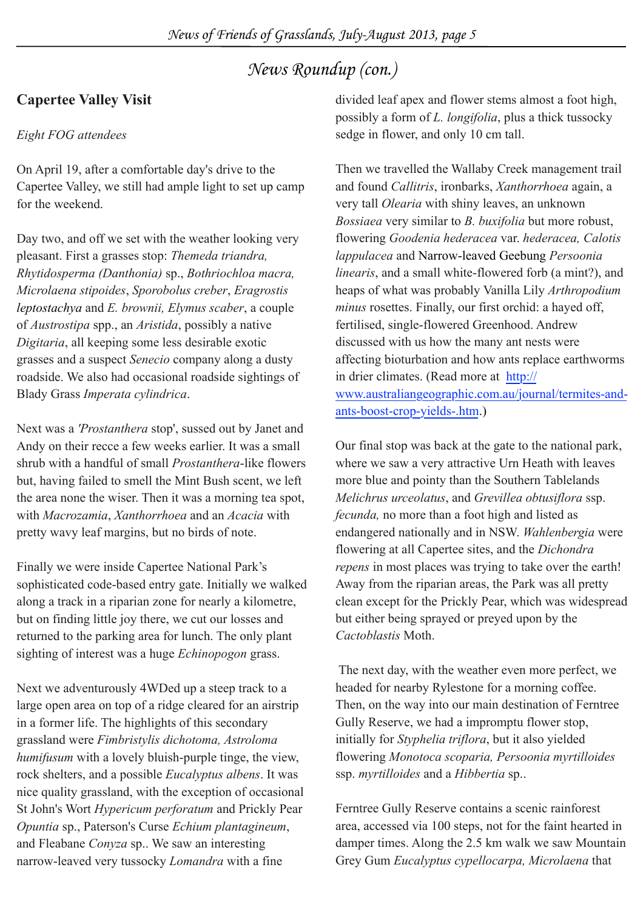## News Roundup (con.)

### Capertee Valley Visit

*Eight FOG attendees*

On April 19, after a comfortable day's drive to the Capertee Valley, we still had ample light to set up camp for the weekend.

Day two, and off we set with the weather looking very pleasant. First a grasses stop: *Themeda triandra, Rhytidosperma (Danthonia)* sp., *Bothriochloa macra, Microlaena stipoides*, *Sporobolus creber*, *Eragrostis leptostachya* and *E. brownii, Elymus scaber*, a couple of *Austrostipa* spp., an *Aristida*, possibly a native *Digitaria*, all keeping some less desirable exotic grasses and a suspect *Senecio* company along a dusty roadside. We also had occasional roadside sightings of Blady Grass *Imperata cylindrica*.

Next was a *'Prostanthera* stop', sussed out by Janet and Andy on their recce a few weeks earlier. It was a small shrub with a handful of small *Prostanthera*-like flowers but, having failed to smell the Mint Bush scent, we left the area none the wiser. Then it was a morning tea spot, with *Macrozamia*, *Xanthorrhoea* and an *Acacia* with pretty wavy leaf margins, but no birds of note.

Finally we were inside Capertee National Park's sophisticated code-based entry gate. Initially we walked along a track in a riparian zone for nearly a kilometre, but on finding little joy there, we cut our losses and returned to the parking area for lunch. The only plant sighting of interest was a huge *Echinopogon* grass.

Next we adventurously 4WDed up a steep track to a large open area on top of a ridge cleared for an airstrip in a former life. The highlights of this secondary grassland were *Fimbristylis dichotoma, Astroloma humifusum* with a lovely bluish-purple tinge, the view, rock shelters, and a possible *Eucalyptus albens*. It was nice quality grassland, with the exception of occasional St John's Wort *Hypericum perforatum* and Prickly Pear *Opuntia* sp., Paterson's Curse *Echium plantagineum*, and Fleabane *Conyza* sp.. We saw an interesting narrow-leaved very tussocky *Lomandra* with a fine divided leaf apex and flower stems almost a foot high, possibly a form of *L. longifolia*, plus a thick tussocky sedge in flower, and only 10 cm tall.

Then we travelled the Wallaby Creek management trail and found *Callitris*, ironbarks, *Xanthorrhoea* again, a very tall *Olearia* with shiny leaves, an unknown *Bossiaea* very similar to *B. buxifolia* but more robust, flowering *Goodenia hederacea* var. *hederacea, Calotis lappulacea* and Narrow-leaved Geebung *Persoonia linearis*, and a small white-flowered forb (a mint?), and heaps of what was probably Vanilla Lily *Arthropodium minus* rosettes. Finally, our first orchid: a hayed off, fertilised, single-flowered Greenhood. Andrew discussed with us how the many ant nests were affecting bioturbation and how ants replace earthworms in drier climates. (Read more at http://www.australiangeographic.com.au/journal/termites-and-ants-boost-crop-yields-.htm.)

Our final stop was back at the gate to the national park, where we saw a very attractive Urn Heath with leaves more blue and pointy than the Southern Tablelands *Melichrus urceolatus*, and *Grevillea obtusiflora* ssp. *fecunda,* no more than a foot high and listed as endangered nationally and in NSW. *Wahlenbergia* were flowering at all Capertee sites, and the *Dichondra repens* in most places was trying to take over the earth! Away from the riparian areas, the Park was all pretty clean except for the Prickly Pear, which was widespread but either being sprayed or preyed upon by the *Cactoblastis* Moth.

The next day, with the weather even more perfect, we headed for nearby Rylestone for a morning coffee. Then, on the way into our main destination of Ferntree Gully Reserve, we had a impromptu flower stop, initially for *Styphelia triflora*, but it also yielded flowering *Monotoca scoparia, Persoonia myrtilloides* ssp. *myrtilloides* and a *Hibbertia* sp..

Ferntree Gully Reserve contains a scenic rainforest area, accessed via 100 steps, not for the faint hearted in damper times. Along the 2.5 km walk we saw Mountain Grey Gum *Eucalyptus cypellocarpa, Microlaena* that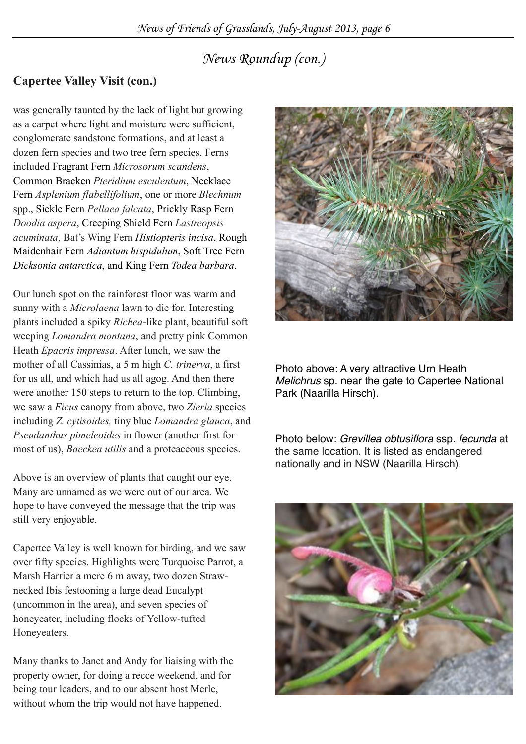# News Roundup (con.)

## Capertee Valley Visit (con.)

was generally taunted by the lack of light but growing as a carpet where light and moisture were sufficient, conglomerate sandstone formations, and at least a dozen fern species and two tree fern species. Ferns included Fragrant Fern *Microsorum scandens*, Common Bracken *Pteridium esculentum*, Necklace Fern *Asplenium flabellifolium*, one or more *Blechnum* spp., Sickle Fern *Pellaea falcata*, Prickly Rasp Fern *Doodia aspera*, Creeping Shield Fern *Lastreopsis acuminata*, Bat's Wing Fern *Histiopteris incisa*, Rough Maidenhair Fern *Adiantum hispidulum*, Soft Tree Fern *Dicksonia antarctica*, and King Fern *Todea barbara*.

Our lunch spot on the rainforest floor was warm and sunny with a *Microlaena* lawn to die for. Interesting plants included a spiky *Richea*-like plant, beautiful soft weeping *Lomandra montana*, and pretty pink Common Heath *Epacris impressa*. After lunch, we saw the mother of all Cassinias, a 5 m high *C. trinerva*, a first for us all, and which had us all agog. And then there were another 150 steps to return to the top. Climbing, we saw a *Ficus* canopy from above, two *Zieria* species including *Z. cytisoides,* tiny blue *Lomandra glauca*, and *Pseudanthus pimeleoides* in flower (another first for most of us), *Baeckea utilis* and a proteaceous species.

Above is an overview of plants that caught our eye. Many are unnamed as we were out of our area. We hope to have conveyed the message that the trip was still very enjoyable.

Capertee Valley is well known for birding, and we saw over fifty species. Highlights were Turquoise Parrot, a Marsh Harrier a mere 6 m away, two dozen Straw-necked Ibis festooning a large dead Eucalypt (uncommon in the area), and seven species of honeyeater, including flocks of Yellow-tufted Honeyeaters.

Many thanks to Janet and Andy for liaising with the property owner, for doing a recce weekend, and for being tour leaders, and to our absent host Merle, without whom the trip would not have happened.

Photo above: A very attractive Urn Heath *Melichrus* sp. near the gate to Capertee National Park (Naarilla Hirsch).

Photo below: *Grevillea obtusiflora* ssp. *fecunda* at the same location. It is listed as endangered nationally and in NSW (Naarilla Hirsch).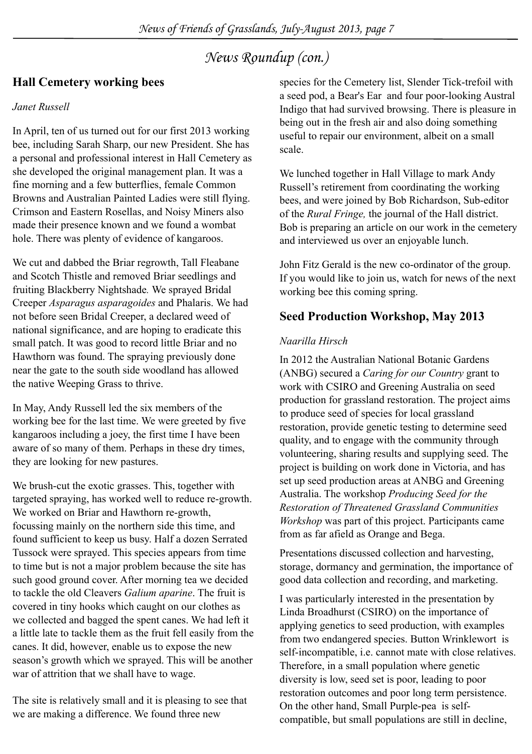# News Roundup (con.)

## Hall Cemetery working bees

*Janet Russell*

In April, ten of us turned out for our first 2013 working bee, including Sarah Sharp, our new President. She has a personal and professional interest in Hall Cemetery as she developed the original management plan. It was a fine morning and a few butterflies, female Common Browns and Australian Painted Ladies were still flying. Crimson and Eastern Rosellas, and Noisy Miners also made their presence known and we found a wombat hole. There was plenty of evidence of kangaroos.

We cut and dabbed the Briar regrowth, Tall Fleabane and Scotch Thistle and removed Briar seedlings and fruiting Blackberry Nightshade. We sprayed Bridal Creeper *Asparagus asparagoides* and Phalaris. We had not before seen Bridal Creeper, a declared weed of national significance, and are hoping to eradicate this small patch. It was good to record little Briar and no Hawthorn was found. The spraying previously done near the gate to the south side woodland has allowed the native Weeping Grass to thrive.

In May, Andy Russell led the six members of the working bee for the last time. We were greeted by five kangaroos including a joey, the first time I have been aware of so many of them. Perhaps in these dry times, they are looking for new pastures.

We brush-cut the exotic grasses. This, together with targeted spraying, has worked well to reduce re-growth. We worked on Briar and Hawthorn re-growth, focussing mainly on the northern side this time, and found sufficient to keep us busy. Half a dozen Serrated Tussock were sprayed. This species appears from time to time but is not a major problem because the site has such good ground cover. After morning tea we decided to tackle the old Cleavers *Galium aparine*. The fruit is covered in tiny hooks which caught on our clothes as we collected and bagged the spent canes. We had left it a little late to tackle them as the fruit fell easily from the canes. It did, however, enable us to expose the new season's growth which we sprayed. This will be another war of attrition that we shall have to wage.

The site is relatively small and it is pleasing to see that we are making a difference. We found three new species for the Cemetery list, Slender Tick-trefoil with a seed pod, a Bear's Ear and four poor-looking Austral Indigo that had survived browsing. There is pleasure in being out in the fresh air and also doing something useful to repair our environment, albeit on a small scale.

We lunched together in Hall Village to mark Andy Russell's retirement from coordinating the working bees, and were joined by Bob Richardson, Sub-editor of the *Rural Fringe,* the journal of the Hall district. Bob is preparing an article on our work in the cemetery and interviewed us over an enjoyable lunch.

John Fitz Gerald is the new co-ordinator of the group. If you would like to join us, watch for news of the next working bee this coming spring.

## Seed Production Workshop, May 2013

*Naarilla Hirsch*

In 2012 the Australian National Botanic Gardens (ANBG) secured a *Caring for our Country* grant to work with CSIRO and Greening Australia on seed production for grassland restoration. The project aims to produce seed of species for local grassland restoration, provide genetic testing to determine seed quality, and to engage with the community through volunteering, sharing results and supplying seed. The project is building on work done in Victoria, and has set up seed production areas at ANBG and Greening Australia. The workshop *Producing Seed for the Restoration of Threatened Grassland Communities Workshop* was part of this project. Participants came from as far afield as Orange and Bega.

Presentations discussed collection and harvesting, storage, dormancy and germination, the importance of good data collection and recording, and marketing.

I was particularly interested in the presentation by Linda Broadhurst (CSIRO) on the importance of applying genetics to seed production, with examples from two endangered species. Button Wrinklewort is self-incompatible, i.e. cannot mate with close relatives. Therefore, in a small population where genetic diversity is low, seed set is poor, leading to poor restoration outcomes and poor long term persistence. On the other hand, Small Purple-pea is self-compatible, but small populations are still in decline,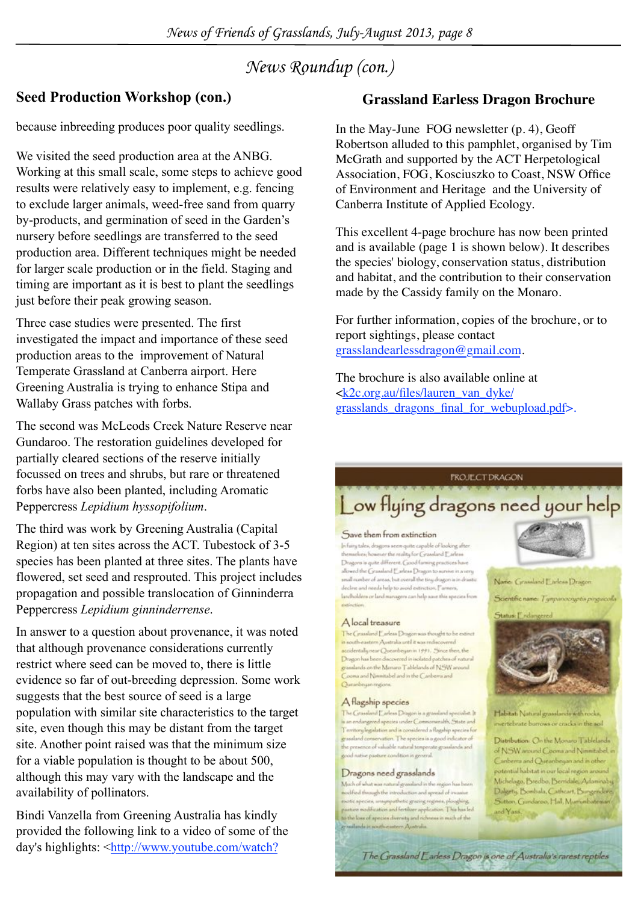## News Roundup (con.)

### Seed Production Workshop (con.)

because inbreeding produces poor quality seedlings.

We visited the seed production area at the ANBG. Working at this small scale, some steps to achieve good results were relatively easy to implement, e.g. fencing to exclude larger animals, weed-free sand from quarry by-products, and germination of seed in the Garden's nursery before seedlings are transferred to the seed production area. Different techniques might be needed for larger scale production or in the field. Staging and timing are important as it is best to plant the seedlings just before their peak growing season.

Three case studies were presented. The first investigated the impact and importance of these seed production areas to the improvement of Natural Temperate Grassland at Canberra airport. Here Greening Australia is trying to enhance Stipa and Wallaby Grass patches with forbs.

The second was McLeods Creek Nature Reserve near Gundaroo. The restoration guidelines developed for partially cleared sections of the reserve initially focussed on trees and shrubs, but rare or threatened forbs have also been planted, including Aromatic Peppercress *Lepidium hyssopifolium*.

The third was work by Greening Australia (Capital Region) at ten sites across the ACT. Tubestock of 3-5 species has been planted at three sites. The plants have flowered, set seed and resprouted. This project includes propagation and possible translocation of Ginninderra Peppercress *Lepidium ginninderrense*.

In answer to a question about provenance, it was noted that although provenance considerations currently restrict where seed can be moved to, there is little evidence so far of out-breeding depression. Some work suggests that the best source of seed is a large population with similar site characteristics to the target site, even though this may be distant from the target site. Another point raised was that the minimum size for a viable population is thought to be about 500, although this may vary with the landscape and the availability of pollinators.

Bindi Vanzella from Greening Australia has kindly provided the following link to a video of some of the day's highlights: <http://www.youtube.com/watch?

### Grassland Earless Dragon Brochure

In the May-June FOG newsletter (p. 4), Geoff Robertson alluded to this pamphlet, organised by Tim McGrath and supported by the ACT Herpetological Association, FOG, Kosciuszko to Coast, NSW Office of Environment and Heritage and the University of Canberra Institute of Applied Ecology.

This excellent 4-page brochure has now been printed and is available (page 1 is shown below). It describes the species' biology, conservation status, distribution and habitat, and the contribution to their conservation made by the Cassidy family on the Monaro.

For further information, copies of the brochure, or to report sightings, please contact grasslandearlessdragon@gmail.com.

The brochure is also available online at <k2c.org.au/files/lauren_van_dyke/grasslands_dragons_final_for_webupload.pdf>.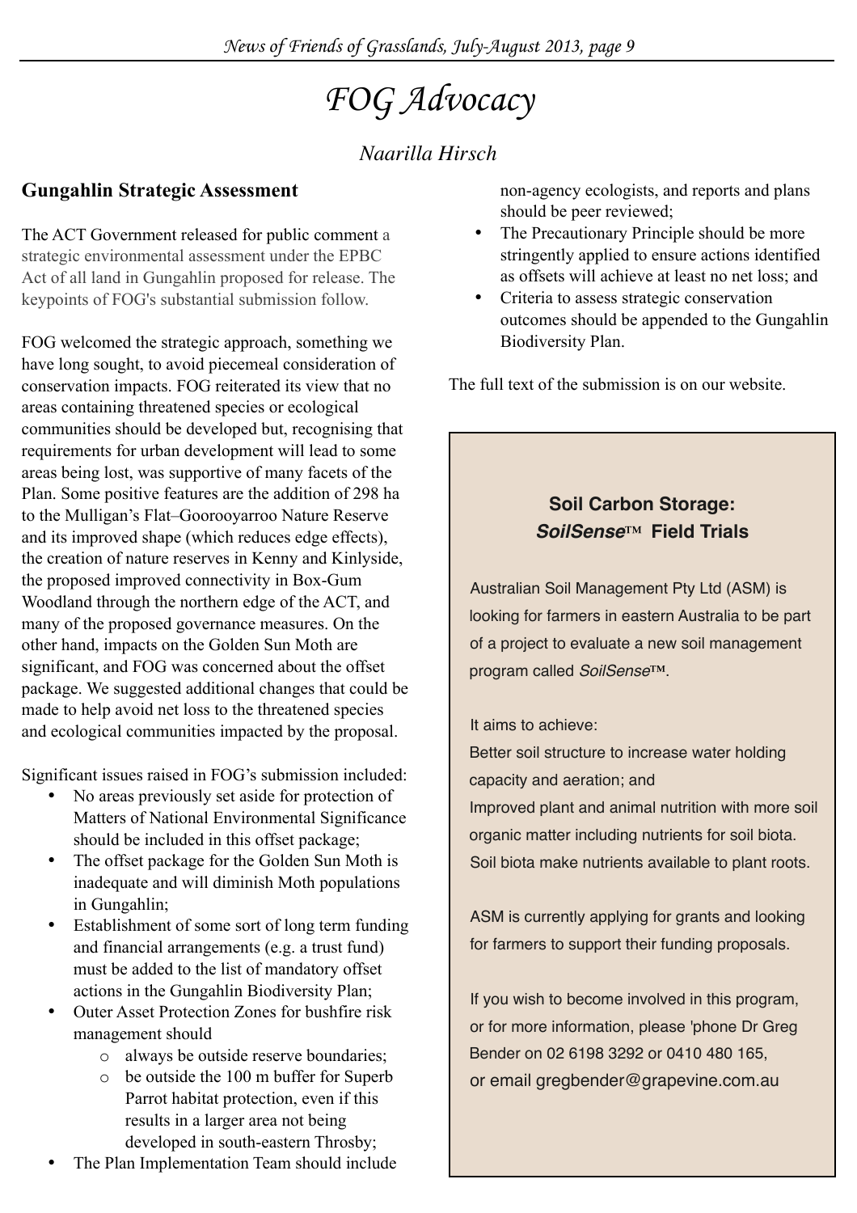# FOG Advocacy

*Naarilla Hirsch*

## Gungahlin Strategic Assessment

The ACT Government released for public comment a strategic environmental assessment under the EPBC Act of all land in Gungahlin proposed for release. The keypoints of FOG's substantial submission follow.

FOG welcomed the strategic approach, something we have long sought, to avoid piecemeal consideration of conservation impacts. FOG reiterated its view that no areas containing threatened species or ecological communities should be developed but, recognising that requirements for urban development will lead to some areas being lost, was supportive of many facets of the Plan. Some positive features are the addition of 298 ha to the Mulligan's Flat–Goorooyarroo Nature Reserve and its improved shape (which reduces edge effects), the creation of nature reserves in Kenny and Kinlyside, the proposed improved connectivity in Box-Gum Woodland through the northern edge of the ACT, and many of the proposed governance measures. On the other hand, impacts on the Golden Sun Moth are significant, and FOG was concerned about the offset package. We suggested additional changes that could be made to help avoid net loss to the threatened species and ecological communities impacted by the proposal.

Significant issues raised in FOG's submission included:

- No areas previously set aside for protection of Matters of National Environmental Significance should be included in this offset package;
- The offset package for the Golden Sun Moth is inadequate and will diminish Moth populations in Gungahlin;
- Establishment of some sort of long term funding and financial arrangements (e.g. a trust fund) must be added to the list of mandatory offset actions in the Gungahlin Biodiversity Plan;
- Outer Asset Protection Zones for bushfire risk management should
  - always be outside reserve boundaries;
  - be outside the 100 m buffer for Superb Parrot habitat protection, even if this results in a larger area not being developed in south-eastern Throsby;
- The Plan Implementation Team should include non-agency ecologists, and reports and plans should be peer reviewed;
- The Precautionary Principle should be more stringently applied to ensure actions identified as offsets will achieve at least no net loss; and
- Criteria to assess strategic conservation outcomes should be appended to the Gungahlin Biodiversity Plan.

The full text of the submission is on our website.

---

### Soil Carbon Storage: *SoilSense*™ Field Trials

Australian Soil Management Pty Ltd (ASM) is looking for farmers in eastern Australia to be part of a project to evaluate a new soil management program called *SoilSense*™.

It aims to achieve:

Better soil structure to increase water holding capacity and aeration; and

Improved plant and animal nutrition with more soil organic matter including nutrients for soil biota. Soil biota make nutrients available to plant roots.

ASM is currently applying for grants and looking for farmers to support their funding proposals.

If you wish to become involved in this program, or for more information, please 'phone Dr Greg Bender on 02 6198 3292 or 0410 480 165, or email gregbender@grapevine.com.au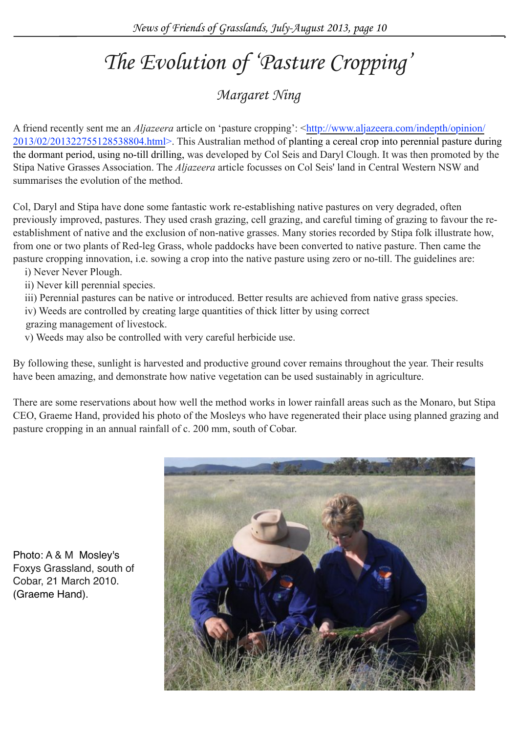# The Evolution of 'Pasture Cropping'

*Margaret Ning*

A friend recently sent me an *Aljazeera* article on 'pasture cropping': <http://www.aljazeera.com/indepth/opinion/2013/02/201322755128538804.html>. This Australian method of planting a cereal crop into perennial pasture during the dormant period, using no-till drilling, was developed by Col Seis and Daryl Clough. It was then promoted by the Stipa Native Grasses Association. The *Aljazeera* article focusses on Col Seis' land in Central Western NSW and summarises the evolution of the method.

Col, Daryl and Stipa have done some fantastic work re-establishing native pastures on very degraded, often previously improved, pastures. They used crash grazing, cell grazing, and careful timing of grazing to favour the re-establishment of native and the exclusion of non-native grasses. Many stories recorded by Stipa folk illustrate how, from one or two plants of Red-leg Grass, whole paddocks have been converted to native pasture. Then came the pasture cropping innovation, i.e. sowing a crop into the native pasture using zero or no-till. The guidelines are:

i) Never Never Plough.
ii) Never kill perennial species.
iii) Perennial pastures can be native or introduced. Better results are achieved from native grass species.
iv) Weeds are controlled by creating large quantities of thick litter by using correct grazing management of livestock.
v) Weeds may also be controlled with very careful herbicide use.

By following these, sunlight is harvested and productive ground cover remains throughout the year. Their results have been amazing, and demonstrate how native vegetation can be used sustainably in agriculture.

There are some reservations about how well the method works in lower rainfall areas such as the Monaro, but Stipa CEO, Graeme Hand, provided his photo of the Mosleys who have regenerated their place using planned grazing and pasture cropping in an annual rainfall of c. 200 mm, south of Cobar.

Photo: A & M Mosley's Foxys Grassland, south of Cobar, 21 March 2010. (Graeme Hand).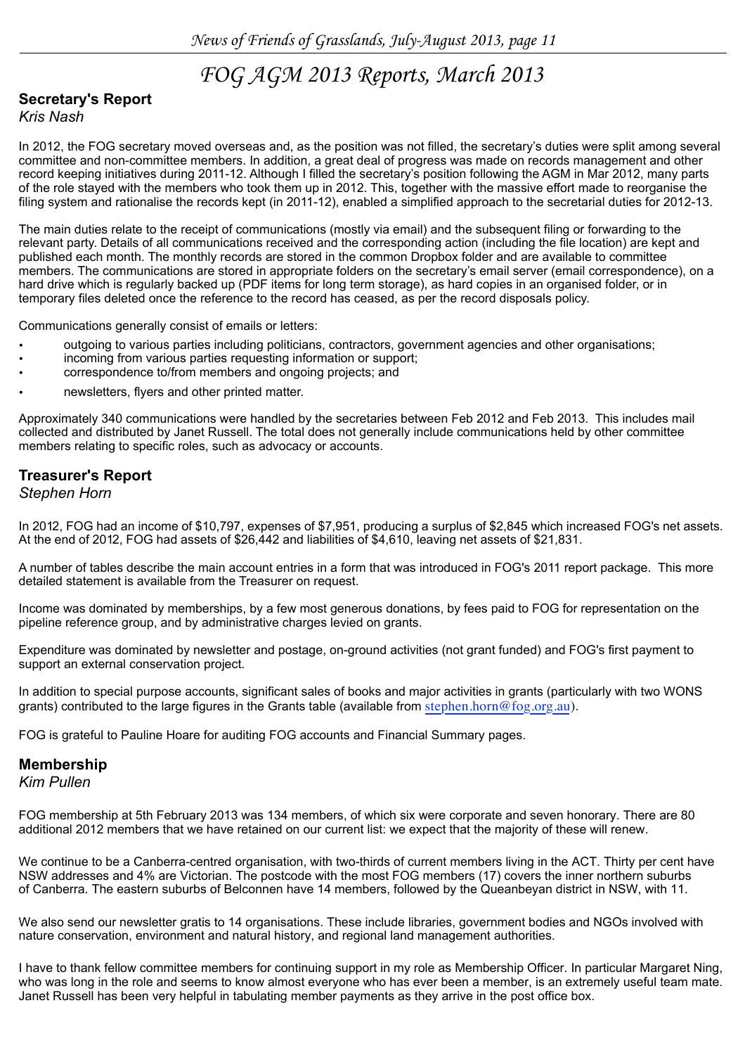# FOG AGM 2013 Reports, March 2013

## Secretary's Report

*Kris Nash*

In 2012, the FOG secretary moved overseas and, as the position was not filled, the secretary's duties were split among several committee and non-committee members. In addition, a great deal of progress was made on records management and other record keeping initiatives during 2011-12. Although I filled the secretary's position following the AGM in Mar 2012, many parts of the role stayed with the members who took them up in 2012. This, together with the massive effort made to reorganise the filing system and rationalise the records kept (in 2011-12), enabled a simplified approach to the secretarial duties for 2012-13.

The main duties relate to the receipt of communications (mostly via email) and the subsequent filing or forwarding to the relevant party. Details of all communications received and the corresponding action (including the file location) are kept and published each month. The monthly records are stored in the common Dropbox folder and are available to committee members. The communications are stored in appropriate folders on the secretary's email server (email correspondence), on a hard drive which is regularly backed up (PDF items for long term storage), as hard copies in an organised folder, or in temporary files deleted once the reference to the record has ceased, as per the record disposals policy.

Communications generally consist of emails or letters:

- outgoing to various parties including politicians, contractors, government agencies and other organisations;
- incoming from various parties requesting information or support;
- correspondence to/from members and ongoing projects; and
- newsletters, flyers and other printed matter.

Approximately 340 communications were handled by the secretaries between Feb 2012 and Feb 2013. This includes mail collected and distributed by Janet Russell. The total does not generally include communications held by other committee members relating to specific roles, such as advocacy or accounts.

## Treasurer's Report

*Stephen Horn*

In 2012, FOG had an income of $10,797, expenses of $7,951, producing a surplus of $2,845 which increased FOG's net assets. At the end of 2012, FOG had assets of $26,442 and liabilities of $4,610, leaving net assets of $21,831.

A number of tables describe the main account entries in a form that was introduced in FOG's 2011 report package. This more detailed statement is available from the Treasurer on request.

Income was dominated by memberships, by a few most generous donations, by fees paid to FOG for representation on the pipeline reference group, and by administrative charges levied on grants.

Expenditure was dominated by newsletter and postage, on-ground activities (not grant funded) and FOG's first payment to support an external conservation project.

In addition to special purpose accounts, significant sales of books and major activities in grants (particularly with two WONS grants) contributed to the large figures in the Grants table (available from stephen.horn@fog.org.au).

FOG is grateful to Pauline Hoare for auditing FOG accounts and Financial Summary pages.

## Membership

*Kim Pullen*

FOG membership at 5th February 2013 was 134 members, of which six were corporate and seven honorary. There are 80 additional 2012 members that we have retained on our current list: we expect that the majority of these will renew.

We continue to be a Canberra-centred organisation, with two-thirds of current members living in the ACT. Thirty per cent have NSW addresses and 4% are Victorian. The postcode with the most FOG members (17) covers the inner northern suburbs of Canberra. The eastern suburbs of Belconnen have 14 members, followed by the Queanbeyan district in NSW, with 11.

We also send our newsletter gratis to 14 organisations. These include libraries, government bodies and NGOs involved with nature conservation, environment and natural history, and regional land management authorities.

I have to thank fellow committee members for continuing support in my role as Membership Officer. In particular Margaret Ning, who was long in the role and seems to know almost everyone who has ever been a member, is an extremely useful team mate. Janet Russell has been very helpful in tabulating member payments as they arrive in the post office box.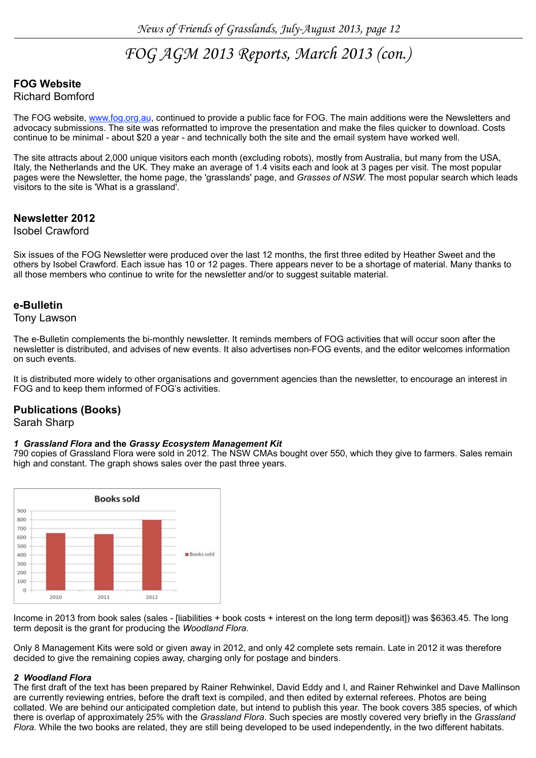# FOG AGM 2013 Reports, March 2013 (con.)

## FOG Website

Richard Bomford

The FOG website, www.fog.org.au, continued to provide a public face for FOG. The main additions were the Newsletters and advocacy submissions. The site was reformatted to improve the presentation and make the files quicker to download. Costs continue to be minimal - about $20 a year - and technically both the site and the email system have worked well.

The site attracts about 2,000 unique visitors each month (excluding robots), mostly from Australia, but many from the USA, Italy, the Netherlands and the UK. They make an average of 1.4 visits each and look at 3 pages per visit. The most popular pages were the Newsletter, the home page, the 'grasslands' page, and *Grasses of NSW*. The most popular search which leads visitors to the site is 'What is a grassland'.

## Newsletter 2012

Isobel Crawford

Six issues of the FOG Newsletter were produced over the last 12 months, the first three edited by Heather Sweet and the others by Isobel Crawford. Each issue has 10 or 12 pages. There appears never to be a shortage of material. Many thanks to all those members who continue to write for the newsletter and/or to suggest suitable material.

## e-Bulletin

Tony Lawson

The e-Bulletin complements the bi-monthly newsletter. It reminds members of FOG activities that will occur soon after the newsletter is distributed, and advises of new events. It also advertises non-FOG events, and the editor welcomes information on such events.

It is distributed more widely to other organisations and government agencies than the newsletter, to encourage an interest in FOG and to keep them informed of FOG's activities.

## Publications (Books)

Sarah Sharp

***1 Grassland Flora* and the *Grassy Ecosystem Management Kit***

790 copies of Grassland Flora were sold in 2012. The NSW CMAs bought over 550, which they give to farmers. Sales remain high and constant. The graph shows sales over the past three years.

Books sold

| Year | Books sold |
|---|---|
| 2010 | ~650 |
| 2011 | ~640 |
| 2012 | ~790 |

Income in 2013 from book sales (sales - [liabilities + book costs + interest on the long term deposit]) was $6363.45. The long term deposit is the grant for producing the *Woodland Flora*.

Only 8 Management Kits were sold or given away in 2012, and only 42 complete sets remain. Late in 2012 it was therefore decided to give the remaining copies away, charging only for postage and binders.

***2 Woodland Flora***

The first draft of the text has been prepared by Rainer Rehwinkel, David Eddy and I, and Rainer Rehwinkel and Dave Mallinson are currently reviewing entries, before the draft text is compiled, and then edited by external referees. Photos are being collated. We are behind our anticipated completion date, but intend to publish this year. The book covers 385 species, of which there is overlap of approximately 25% with the *Grassland Flora*. Such species are mostly covered very briefly in the *Grassland Flora.* While the two books are related, they are still being developed to be used independently, in the two different habitats.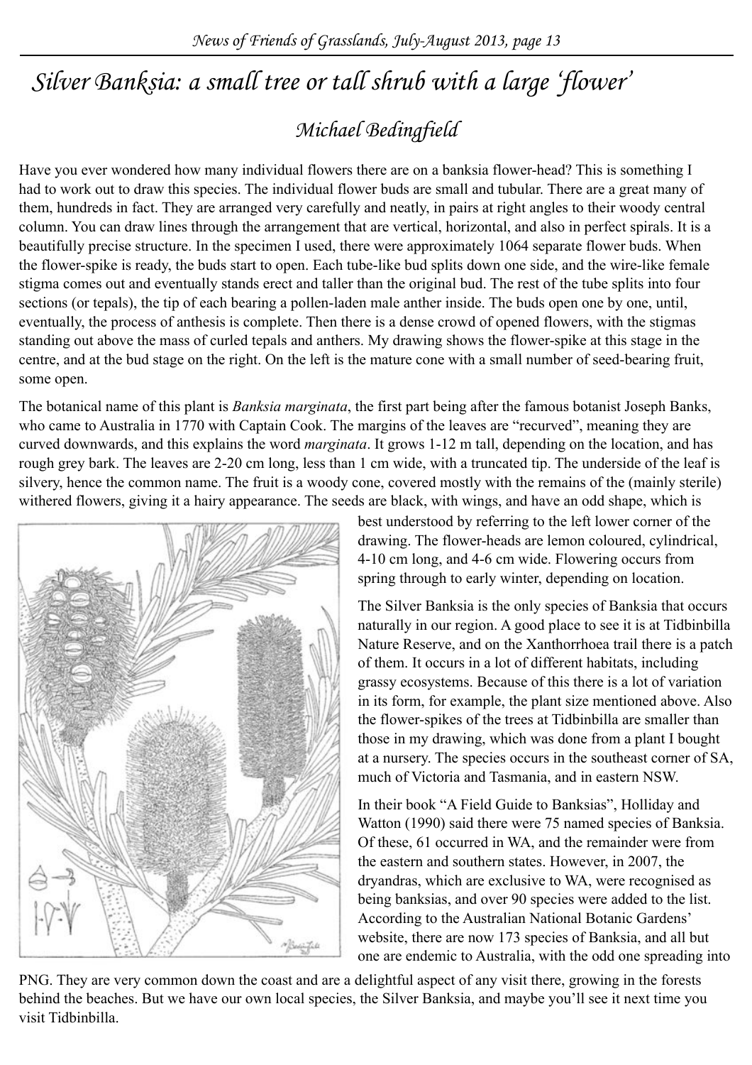# *Silver Banksia: a small tree or tall shrub with a large 'flower'*

## *Michael Bedingfield*

Have you ever wondered how many individual flowers there are on a banksia flower-head? This is something I had to work out to draw this species. The individual flower buds are small and tubular. There are a great many of them, hundreds in fact. They are arranged very carefully and neatly, in pairs at right angles to their woody central column. You can draw lines through the arrangement that are vertical, horizontal, and also in perfect spirals. It is a beautifully precise structure. In the specimen I used, there were approximately 1064 separate flower buds. When the flower-spike is ready, the buds start to open. Each tube-like bud splits down one side, and the wire-like female stigma comes out and eventually stands erect and taller than the original bud. The rest of the tube splits into four sections (or tepals), the tip of each bearing a pollen-laden male anther inside. The buds open one by one, until, eventually, the process of anthesis is complete. Then there is a dense crowd of opened flowers, with the stigmas standing out above the mass of curled tepals and anthers. My drawing shows the flower-spike at this stage in the centre, and at the bud stage on the right. On the left is the mature cone with a small number of seed-bearing fruit, some open.

The botanical name of this plant is *Banksia marginata*, the first part being after the famous botanist Joseph Banks, who came to Australia in 1770 with Captain Cook. The margins of the leaves are "recurved", meaning they are curved downwards, and this explains the word *marginata*. It grows 1-12 m tall, depending on the location, and has rough grey bark. The leaves are 2-20 cm long, less than 1 cm wide, with a truncated tip. The underside of the leaf is silvery, hence the common name. The fruit is a woody cone, covered mostly with the remains of the (mainly sterile) withered flowers, giving it a hairy appearance. The seeds are black, with wings, and have an odd shape, which is best understood by referring to the left lower corner of the drawing. The flower-heads are lemon coloured, cylindrical, 4-10 cm long, and 4-6 cm wide. Flowering occurs from spring through to early winter, depending on location.

The Silver Banksia is the only species of Banksia that occurs naturally in our region. A good place to see it is at Tidbinbilla Nature Reserve, and on the Xanthorrhoea trail there is a patch of them. It occurs in a lot of different habitats, including grassy ecosystems. Because of this there is a lot of variation in its form, for example, the plant size mentioned above. Also the flower-spikes of the trees at Tidbinbilla are smaller than those in my drawing, which was done from a plant I bought at a nursery. The species occurs in the southeast corner of SA, much of Victoria and Tasmania, and in eastern NSW.

In their book "A Field Guide to Banksias", Holliday and Watton (1990) said there were 75 named species of Banksia. Of these, 61 occurred in WA, and the remainder were from the eastern and southern states. However, in 2007, the dryandras, which are exclusive to WA, were recognised as being banksias, and over 90 species were added to the list. According to the Australian National Botanic Gardens' website, there are now 173 species of Banksia, and all but one are endemic to Australia, with the odd one spreading into PNG. They are very common down the coast and are a delightful aspect of any visit there, growing in the forests behind the beaches. But we have our own local species, the Silver Banksia, and maybe you'll see it next time you visit Tidbinbilla.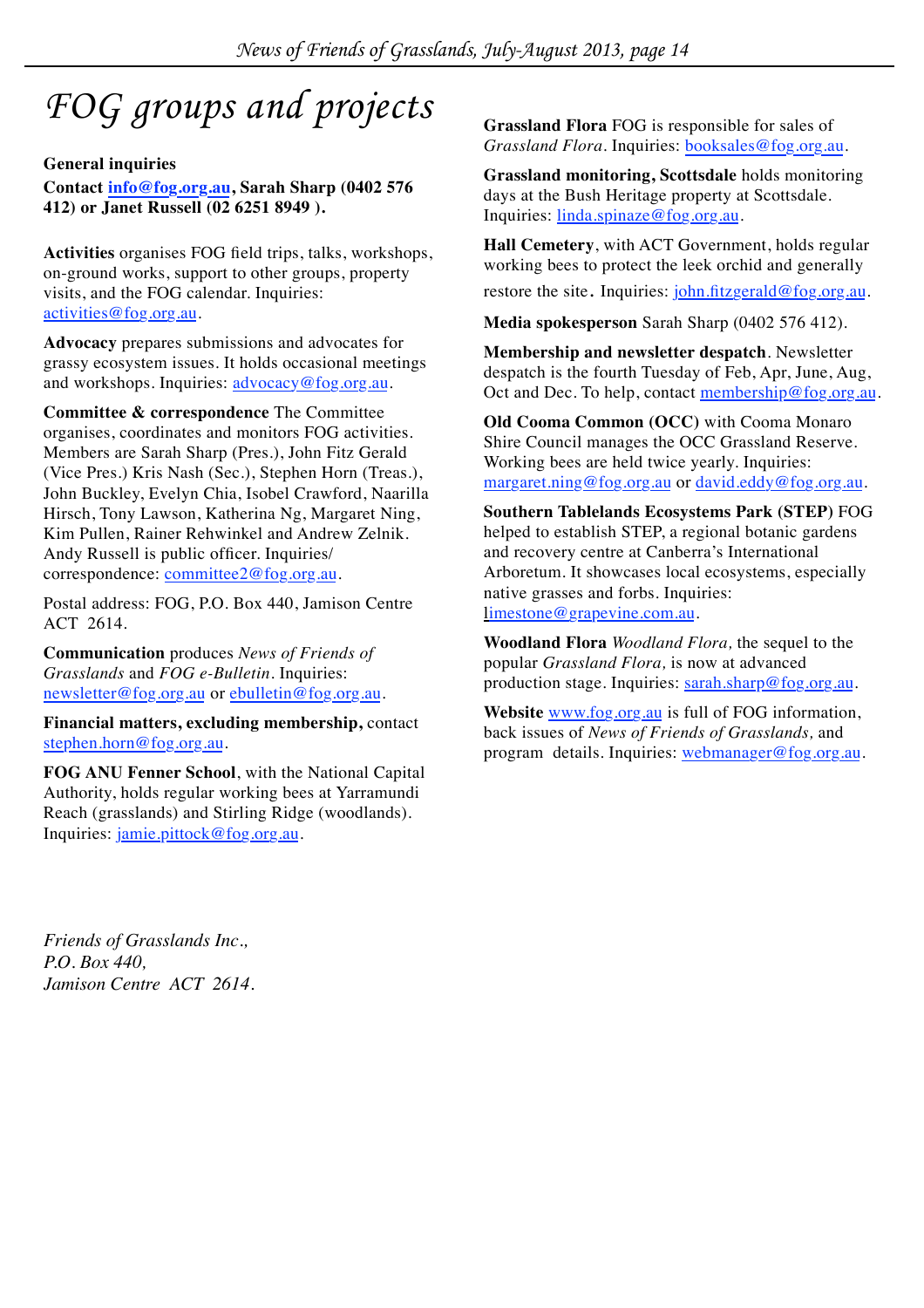# *FOG groups and projects*

**General inquiries**

**Contact info@fog.org.au, Sarah Sharp (0402 576 412) or Janet Russell (02 6251 8949 ).**

**Activities** organises FOG field trips, talks, workshops, on-ground works, support to other groups, property visits, and the FOG calendar. Inquiries: activities@fog.org.au.

**Advocacy** prepares submissions and advocates for grassy ecosystem issues. It holds occasional meetings and workshops. Inquiries: advocacy@fog.org.au.

**Committee & correspondence** The Committee organises, coordinates and monitors FOG activities. Members are Sarah Sharp (Pres.), John Fitz Gerald (Vice Pres.) Kris Nash (Sec.), Stephen Horn (Treas.), John Buckley, Evelyn Chia, Isobel Crawford, Naarilla Hirsch, Tony Lawson, Katherina Ng, Margaret Ning, Kim Pullen, Rainer Rehwinkel and Andrew Zelnik. Andy Russell is public officer. Inquiries/ correspondence: committee2@fog.org.au.

Postal address: FOG, P.O. Box 440, Jamison Centre ACT 2614.

**Communication** produces *News of Friends of Grasslands* and *FOG e-Bulletin*. Inquiries: newsletter@fog.org.au or ebulletin@fog.org.au.

**Financial matters, excluding membership,** contact stephen.horn@fog.org.au.

**FOG ANU Fenner School**, with the National Capital Authority, holds regular working bees at Yarramundi Reach (grasslands) and Stirling Ridge (woodlands). Inquiries: jamie.pittock@fog.org.au.

**Grassland Flora** FOG is responsible for sales of *Grassland Flora*. Inquiries: booksales@fog.org.au.

**Grassland monitoring, Scottsdale** holds monitoring days at the Bush Heritage property at Scottsdale. Inquiries: linda.spinaze@fog.org.au.

**Hall Cemetery**, with ACT Government, holds regular working bees to protect the leek orchid and generally restore the site. Inquiries: john.fitzgerald@fog.org.au.

**Media spokesperson** Sarah Sharp (0402 576 412).

**Membership and newsletter despatch**. Newsletter despatch is the fourth Tuesday of Feb, Apr, June, Aug, Oct and Dec. To help, contact membership@fog.org.au.

**Old Cooma Common (OCC)** with Cooma Monaro Shire Council manages the OCC Grassland Reserve. Working bees are held twice yearly. Inquiries: margaret.ning@fog.org.au or david.eddy@fog.org.au.

**Southern Tablelands Ecosystems Park (STEP)** FOG helped to establish STEP, a regional botanic gardens and recovery centre at Canberra's International Arboretum. It showcases local ecosystems, especially native grasses and forbs. Inquiries: limestone@grapevine.com.au.

**Woodland Flora** *Woodland Flora,* the sequel to the popular *Grassland Flora,* is now at advanced production stage. Inquiries: sarah.sharp@fog.org.au.

**Website** www.fog.org.au is full of FOG information, back issues of *News of Friends of Grasslands,* and program details. Inquiries: webmanager@fog.org.au.

*Friends of Grasslands Inc.,*
*P.O. Box 440,*
*Jamison Centre ACT 2614.*